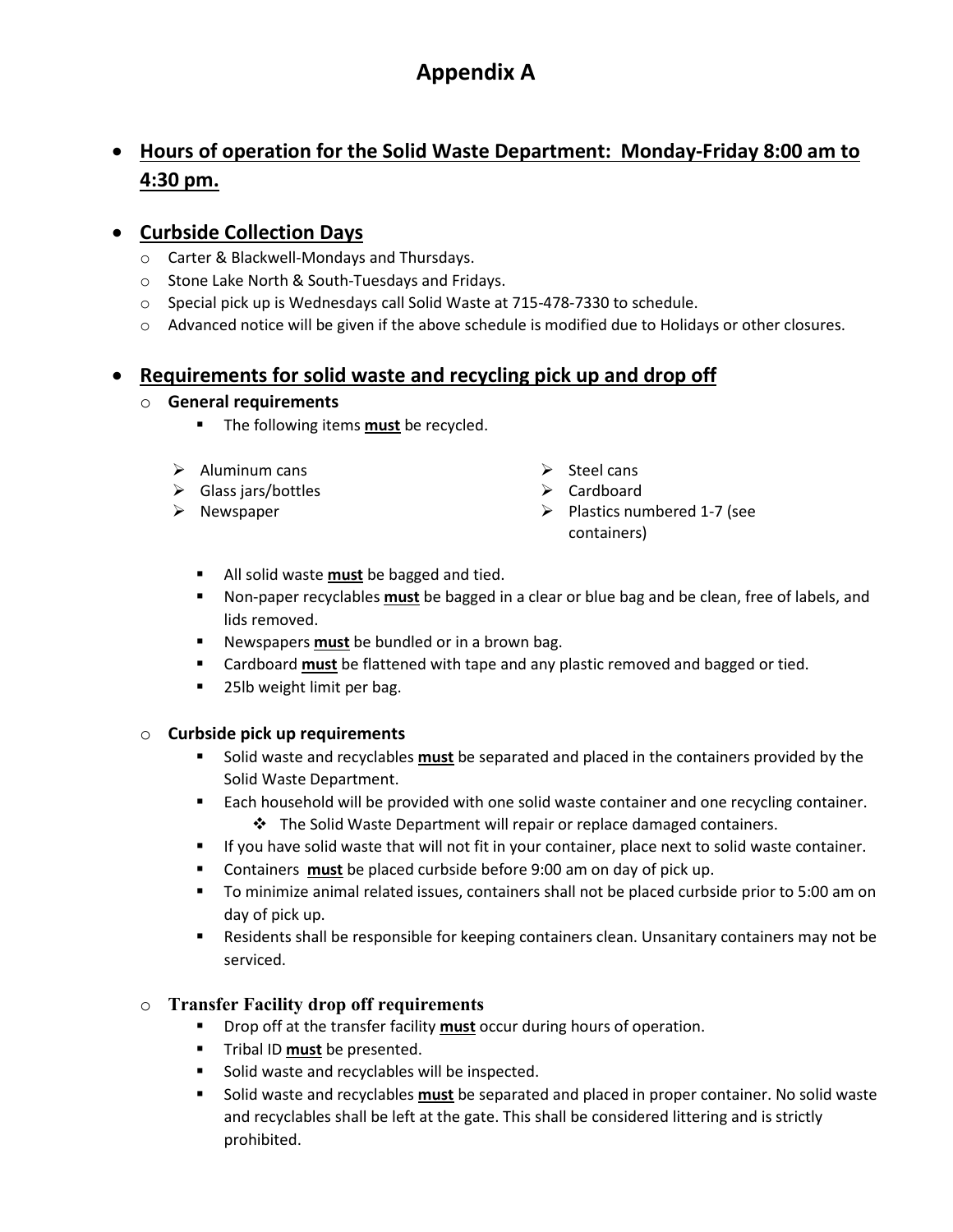# Appendix A

- **<u>Hours of operation for the Solid Waste Department: Monday-Friday 8:00 am to 4:30 pm.</u>**

- **<u>Curbside Collection Days</u>**
  - Carter & Blackwell-Mondays and Thursdays.
  - Stone Lake North & South-Tuesdays and Fridays.
  - Special pick up is Wednesdays call Solid Waste at 715-478-7330 to schedule.
  - Advanced notice will be given if the above schedule is modified due to Holidays or other closures.

- **<u>Requirements for solid waste and recycling pick up and drop off</u>**
  - **General requirements**
    - The following items **<u>must</u>** be recycled.

      - Aluminum cans
      - Glass jars/bottles
      - Newspaper
      - Steel cans
      - Cardboard
      - Plastics numbered 1-7 (see containers)

    - All solid waste **<u>must</u>** be bagged and tied.
    - Non-paper recyclables **<u>must</u>** be bagged in a clear or blue bag and be clean, free of labels, and lids removed.
    - Newspapers **<u>must</u>** be bundled or in a brown bag.
    - Cardboard **<u>must</u>** be flattened with tape and any plastic removed and bagged or tied.
    - 25lb weight limit per bag.

  - **Curbside pick up requirements**
    - Solid waste and recyclables **<u>must</u>** be separated and placed in the containers provided by the Solid Waste Department.
    - Each household will be provided with one solid waste container and one recycling container.
      - The Solid Waste Department will repair or replace damaged containers.
    - If you have solid waste that will not fit in your container, place next to solid waste container.
    - Containers **<u>must</u>** be placed curbside before 9:00 am on day of pick up.
    - To minimize animal related issues, containers shall not be placed curbside prior to 5:00 am on day of pick up.
    - Residents shall be responsible for keeping containers clean. Unsanitary containers may not be serviced.

  - **Transfer Facility drop off requirements**
    - Drop off at the transfer facility **<u>must</u>** occur during hours of operation.
    - Tribal ID **<u>must</u>** be presented.
    - Solid waste and recyclables will be inspected.
    - Solid waste and recyclables **<u>must</u>** be separated and placed in proper container. No solid waste and recyclables shall be left at the gate. This shall be considered littering and is strictly prohibited.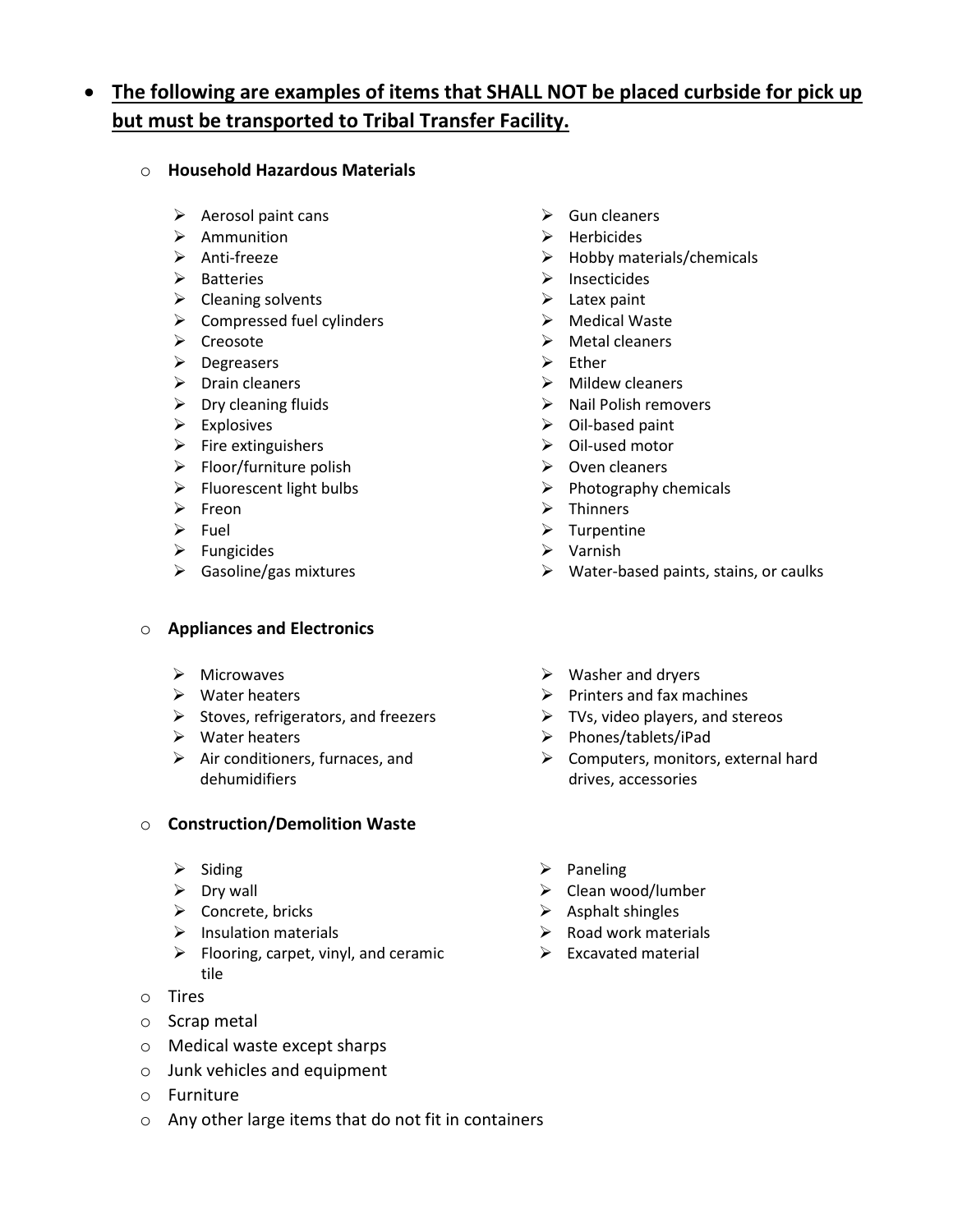- **<u>The following are examples of items that SHALL NOT be placed curbside for pick up but must be transported to Tribal Transfer Facility.</u>**

  - **Household Hazardous Materials**

    - Aerosol paint cans
    - Ammunition
    - Anti-freeze
    - Batteries
    - Cleaning solvents
    - Compressed fuel cylinders
    - Creosote
    - Degreasers
    - Drain cleaners
    - Dry cleaning fluids
    - Explosives
    - Fire extinguishers
    - Floor/furniture polish
    - Fluorescent light bulbs
    - Freon
    - Fuel
    - Fungicides
    - Gasoline/gas mixtures
    - Gun cleaners
    - Herbicides
    - Hobby materials/chemicals
    - Insecticides
    - Latex paint
    - Medical Waste
    - Metal cleaners
    - Ether
    - Mildew cleaners
    - Nail Polish removers
    - Oil-based paint
    - Oil-used motor
    - Oven cleaners
    - Photography chemicals
    - Thinners
    - Turpentine
    - Varnish
    - Water-based paints, stains, or caulks

  - **Appliances and Electronics**

    - Microwaves
    - Water heaters
    - Stoves, refrigerators, and freezers
    - Water heaters
    - Air conditioners, furnaces, and dehumidifiers
    - Washer and dryers
    - Printers and fax machines
    - TVs, video players, and stereos
    - Phones/tablets/iPad
    - Computers, monitors, external hard drives, accessories

  - **Construction/Demolition Waste**

    - Siding
    - Dry wall
    - Concrete, bricks
    - Insulation materials
    - Flooring, carpet, vinyl, and ceramic tile
    - Paneling
    - Clean wood/lumber
    - Asphalt shingles
    - Road work materials
    - Excavated material

  - Tires
  - Scrap metal
  - Medical waste except sharps
  - Junk vehicles and equipment
  - Furniture
  - Any other large items that do not fit in containers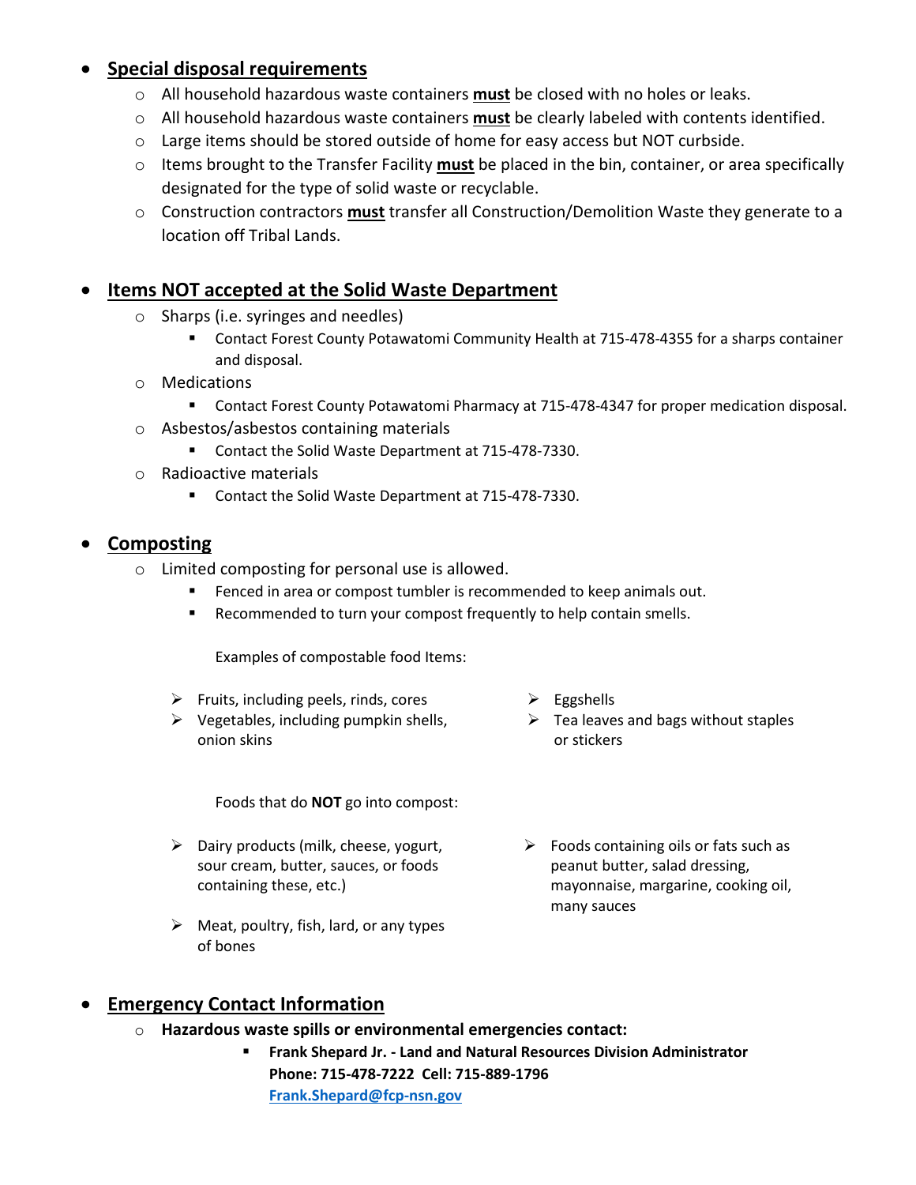- **Special disposal requirements**
  - All household hazardous waste containers **must** be closed with no holes or leaks.
  - All household hazardous waste containers **must** be clearly labeled with contents identified.
  - Large items should be stored outside of home for easy access but NOT curbside.
  - Items brought to the Transfer Facility **must** be placed in the bin, container, or area specifically designated for the type of solid waste or recyclable.
  - Construction contractors **must** transfer all Construction/Demolition Waste they generate to a location off Tribal Lands.

- **Items NOT accepted at the Solid Waste Department**
  - Sharps (i.e. syringes and needles)
    - Contact Forest County Potawatomi Community Health at 715-478-4355 for a sharps container and disposal.
  - Medications
    - Contact Forest County Potawatomi Pharmacy at 715-478-4347 for proper medication disposal.
  - Asbestos/asbestos containing materials
    - Contact the Solid Waste Department at 715-478-7330.
  - Radioactive materials
    - Contact the Solid Waste Department at 715-478-7330.

- **Composting**
  - Limited composting for personal use is allowed.
    - Fenced in area or compost tumbler is recommended to keep animals out.
    - Recommended to turn your compost frequently to help contain smells.

Examples of compostable food Items:

- Fruits, including peels, rinds, cores
- Vegetables, including pumpkin shells, onion skins
- Eggshells
- Tea leaves and bags without staples or stickers

Foods that do **NOT** go into compost:

- Dairy products (milk, cheese, yogurt, sour cream, butter, sauces, or foods containing these, etc.)
- Meat, poultry, fish, lard, or any types of bones
- Foods containing oils or fats such as peanut butter, salad dressing, mayonnaise, margarine, cooking oil, many sauces

- **Emergency Contact Information**
  - **Hazardous waste spills or environmental emergencies contact:**
    - **Frank Shepard Jr. - Land and Natural Resources Division Administrator**
      **Phone: 715-478-7222 Cell: 715-889-1796**
      **Frank.Shepard@fcp-nsn.gov**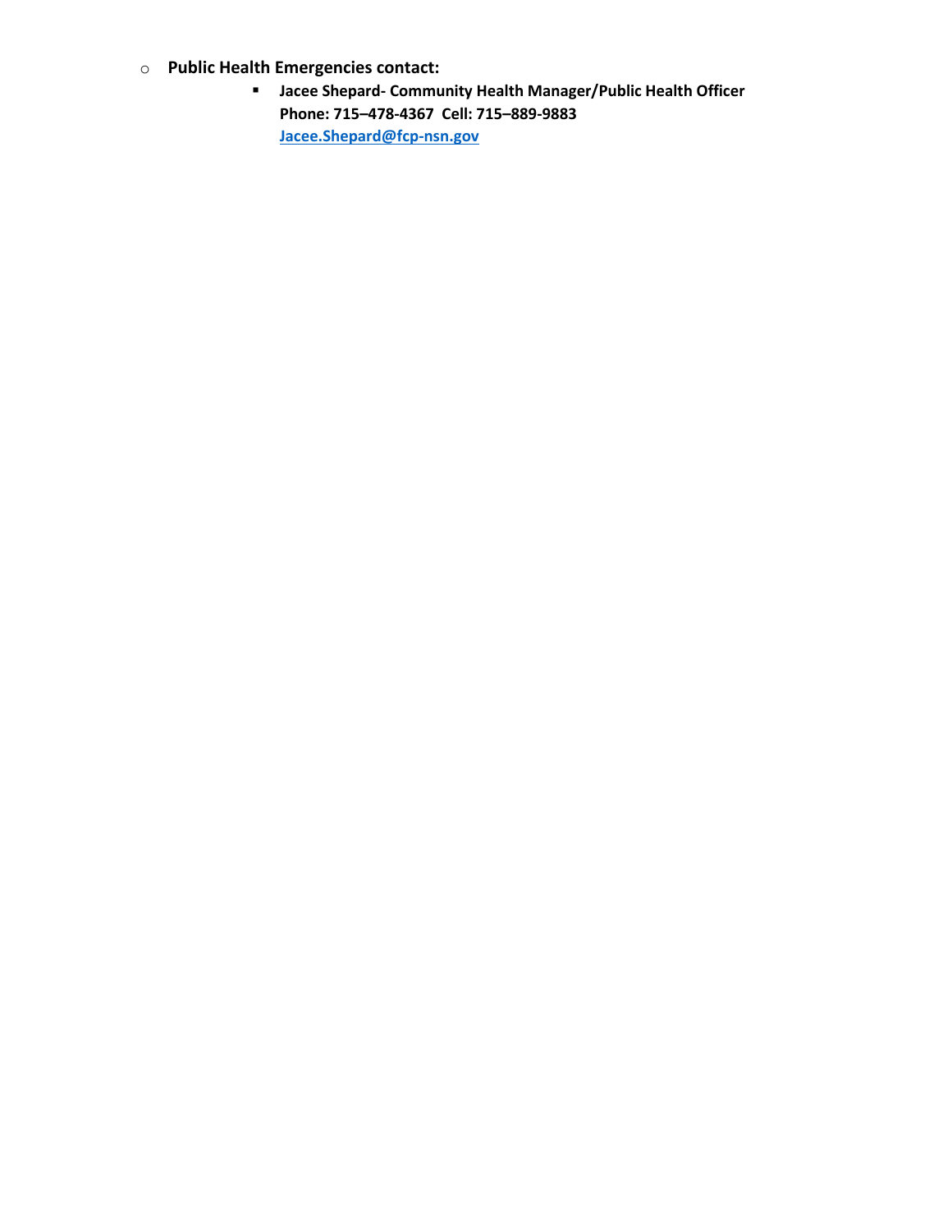- **Public Health Emergencies contact:**
  - **Jacee Shepard- Community Health Manager/Public Health Officer**
    **Phone: 715–478-4367  Cell: 715–889-9883**
    **[Jacee.Shepard@fcp-nsn.gov](mailto:Jacee.Shepard@fcp-nsn.gov)**